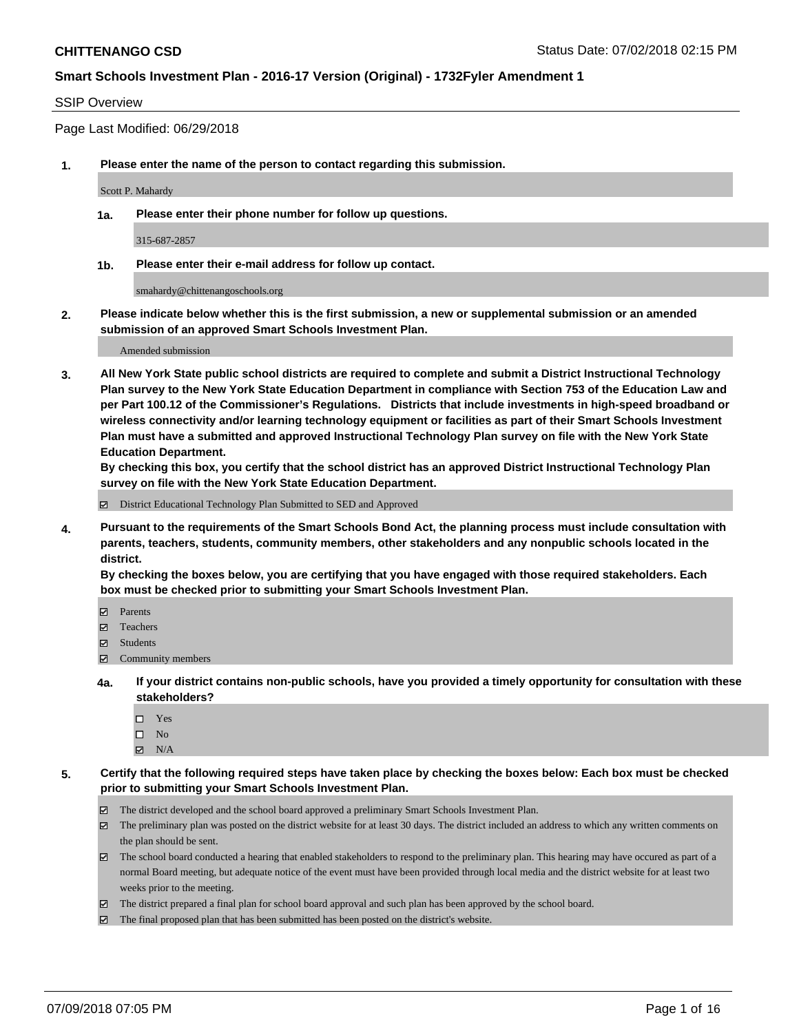**CHITTENANGO CSD** Status Date: 07/02/2018 02:15 PM

**Smart Schools Investment Plan - 2016-17 Version (Original) - 1732Fyler Amendment 1**

SSIP Overview

Page Last Modified: 06/29/2018

**1. Please enter the name of the person to contact regarding this submission.**

Scott P. Mahardy

**1a. Please enter their phone number for follow up questions.**

315-687-2857

**1b. Please enter their e-mail address for follow up contact.**

smahardy@chittenangoschools.org

**2. Please indicate below whether this is the first submission, a new or supplemental submission or an amended submission of an approved Smart Schools Investment Plan.**

Amended submission

**3. All New York State public school districts are required to complete and submit a District Instructional Technology Plan survey to the New York State Education Department in compliance with Section 753 of the Education Law and per Part 100.12 of the Commissioner's Regulations. Districts that include investments in high-speed broadband or wireless connectivity and/or learning technology equipment or facilities as part of their Smart Schools Investment Plan must have a submitted and approved Instructional Technology Plan survey on file with the New York State Education Department.**
**By checking this box, you certify that the school district has an approved District Instructional Technology Plan survey on file with the New York State Education Department.**

- ☑ District Educational Technology Plan Submitted to SED and Approved

**4. Pursuant to the requirements of the Smart Schools Bond Act, the planning process must include consultation with parents, teachers, students, community members, other stakeholders and any nonpublic schools located in the district.**
**By checking the boxes below, you are certifying that you have engaged with those required stakeholders. Each box must be checked prior to submitting your Smart Schools Investment Plan.**

- ☑ Parents
- ☑ Teachers
- ☑ Students
- ☑ Community members

**4a. If your district contains non-public schools, have you provided a timely opportunity for consultation with these stakeholders?**

- ☐ Yes
- ☐ No
- ☑ N/A

**5. Certify that the following required steps have taken place by checking the boxes below: Each box must be checked prior to submitting your Smart Schools Investment Plan.**

- ☑ The district developed and the school board approved a preliminary Smart Schools Investment Plan.
- ☑ The preliminary plan was posted on the district website for at least 30 days. The district included an address to which any written comments on the plan should be sent.
- ☑ The school board conducted a hearing that enabled stakeholders to respond to the preliminary plan. This hearing may have occured as part of a normal Board meeting, but adequate notice of the event must have been provided through local media and the district website for at least two weeks prior to the meeting.
- ☑ The district prepared a final plan for school board approval and such plan has been approved by the school board.
- ☑ The final proposed plan that has been submitted has been posted on the district's website.

07/09/2018 07:05 PM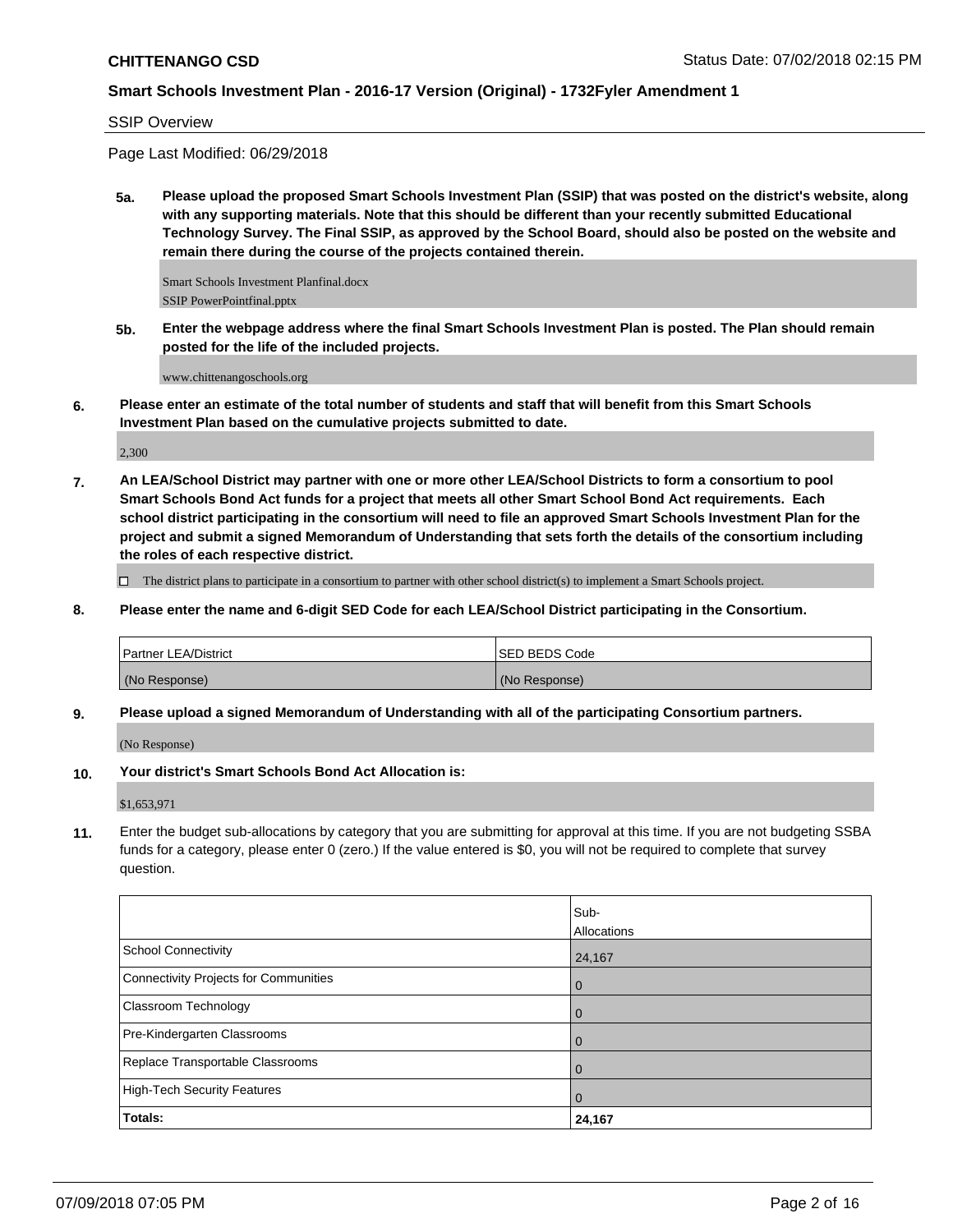SSIP Overview

Page Last Modified: 06/29/2018

**5a. Please upload the proposed Smart Schools Investment Plan (SSIP) that was posted on the district's website, along with any supporting materials. Note that this should be different than your recently submitted Educational Technology Survey. The Final SSIP, as approved by the School Board, should also be posted on the website and remain there during the course of the projects contained therein.**

Smart Schools Investment Planfinal.docx
SSIP PowerPointfinal.pptx

**5b. Enter the webpage address where the final Smart Schools Investment Plan is posted. The Plan should remain posted for the life of the included projects.**

www.chittenangoschools.org

**6. Please enter an estimate of the total number of students and staff that will benefit from this Smart Schools Investment Plan based on the cumulative projects submitted to date.**

2,300

**7. An LEA/School District may partner with one or more other LEA/School Districts to form a consortium to pool Smart Schools Bond Act funds for a project that meets all other Smart School Bond Act requirements. Each school district participating in the consortium will need to file an approved Smart Schools Investment Plan for the project and submit a signed Memorandum of Understanding that sets forth the details of the consortium including the roles of each respective district.**

☐ The district plans to participate in a consortium to partner with other school district(s) to implement a Smart Schools project.

**8. Please enter the name and 6-digit SED Code for each LEA/School District participating in the Consortium.**

| Partner LEA/District | SED BEDS Code |
|---|---|
| (No Response) | (No Response) |

**9. Please upload a signed Memorandum of Understanding with all of the participating Consortium partners.**

(No Response)

**10. Your district's Smart Schools Bond Act Allocation is:**

$1,653,971

**11.** Enter the budget sub-allocations by category that you are submitting for approval at this time. If you are not budgeting SSBA funds for a category, please enter 0 (zero.) If the value entered is $0, you will not be required to complete that survey question.

| | Sub-Allocations |
|---|---|
| School Connectivity | 24,167 |
| Connectivity Projects for Communities | 0 |
| Classroom Technology | 0 |
| Pre-Kindergarten Classrooms | 0 |
| Replace Transportable Classrooms | 0 |
| High-Tech Security Features | 0 |
| **Totals:** | **24,167** |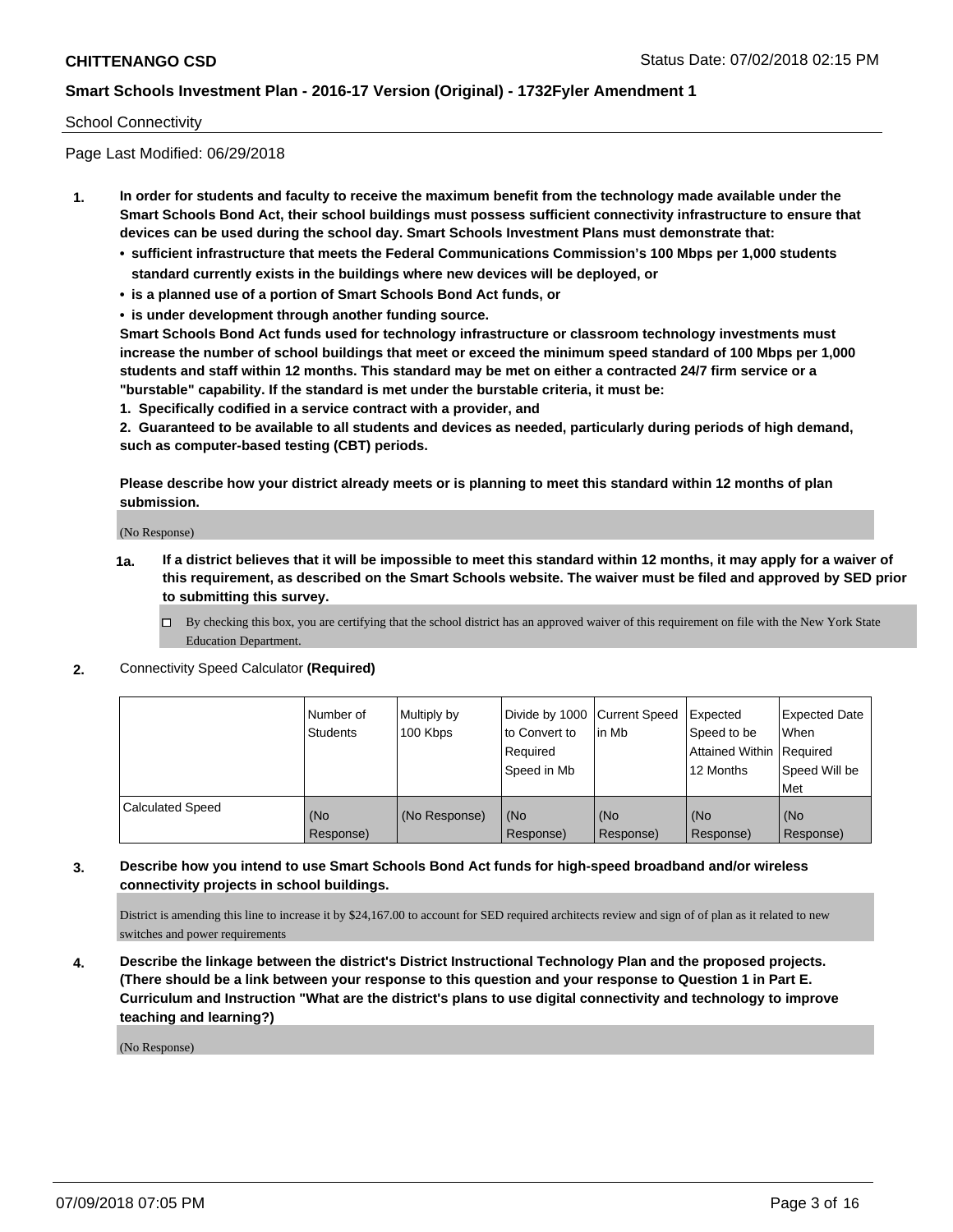School Connectivity

Page Last Modified: 06/29/2018

**1. In order for students and faculty to receive the maximum benefit from the technology made available under the Smart Schools Bond Act, their school buildings must possess sufficient connectivity infrastructure to ensure that devices can be used during the school day. Smart Schools Investment Plans must demonstrate that:**

- **sufficient infrastructure that meets the Federal Communications Commission's 100 Mbps per 1,000 students standard currently exists in the buildings where new devices will be deployed, or**
- **is a planned use of a portion of Smart Schools Bond Act funds, or**
- **is under development through another funding source.**

**Smart Schools Bond Act funds used for technology infrastructure or classroom technology investments must increase the number of school buildings that meet or exceed the minimum speed standard of 100 Mbps per 1,000 students and staff within 12 months. This standard may be met on either a contracted 24/7 firm service or a "burstable" capability. If the standard is met under the burstable criteria, it must be:**

**1. Specifically codified in a service contract with a provider, and**

**2. Guaranteed to be available to all students and devices as needed, particularly during periods of high demand, such as computer-based testing (CBT) periods.**

**Please describe how your district already meets or is planning to meet this standard within 12 months of plan submission.**

(No Response)

**1a. If a district believes that it will be impossible to meet this standard within 12 months, it may apply for a waiver of this requirement, as described on the Smart Schools website. The waiver must be filed and approved by SED prior to submitting this survey.**

☐ By checking this box, you are certifying that the school district has an approved waiver of this requirement on file with the New York State Education Department.

**2.** Connectivity Speed Calculator **(Required)**

| | Number of Students | Multiply by 100 Kbps | Divide by 1000 to Convert to Required Speed in Mb | Current Speed in Mb | Expected Speed to be Attained Within 12 Months | Expected Date When Required Speed Will be Met |
|---|---|---|---|---|---|---|
| Calculated Speed | (No Response) | (No Response) | (No Response) | (No Response) | (No Response) | (No Response) |

**3. Describe how you intend to use Smart Schools Bond Act funds for high-speed broadband and/or wireless connectivity projects in school buildings.**

District is amending this line to increase it by $24,167.00 to account for SED required architects review and sign of of plan as it related to new switches and power requirements

**4. Describe the linkage between the district's District Instructional Technology Plan and the proposed projects. (There should be a link between your response to this question and your response to Question 1 in Part E. Curriculum and Instruction "What are the district's plans to use digital connectivity and technology to improve teaching and learning?)**

(No Response)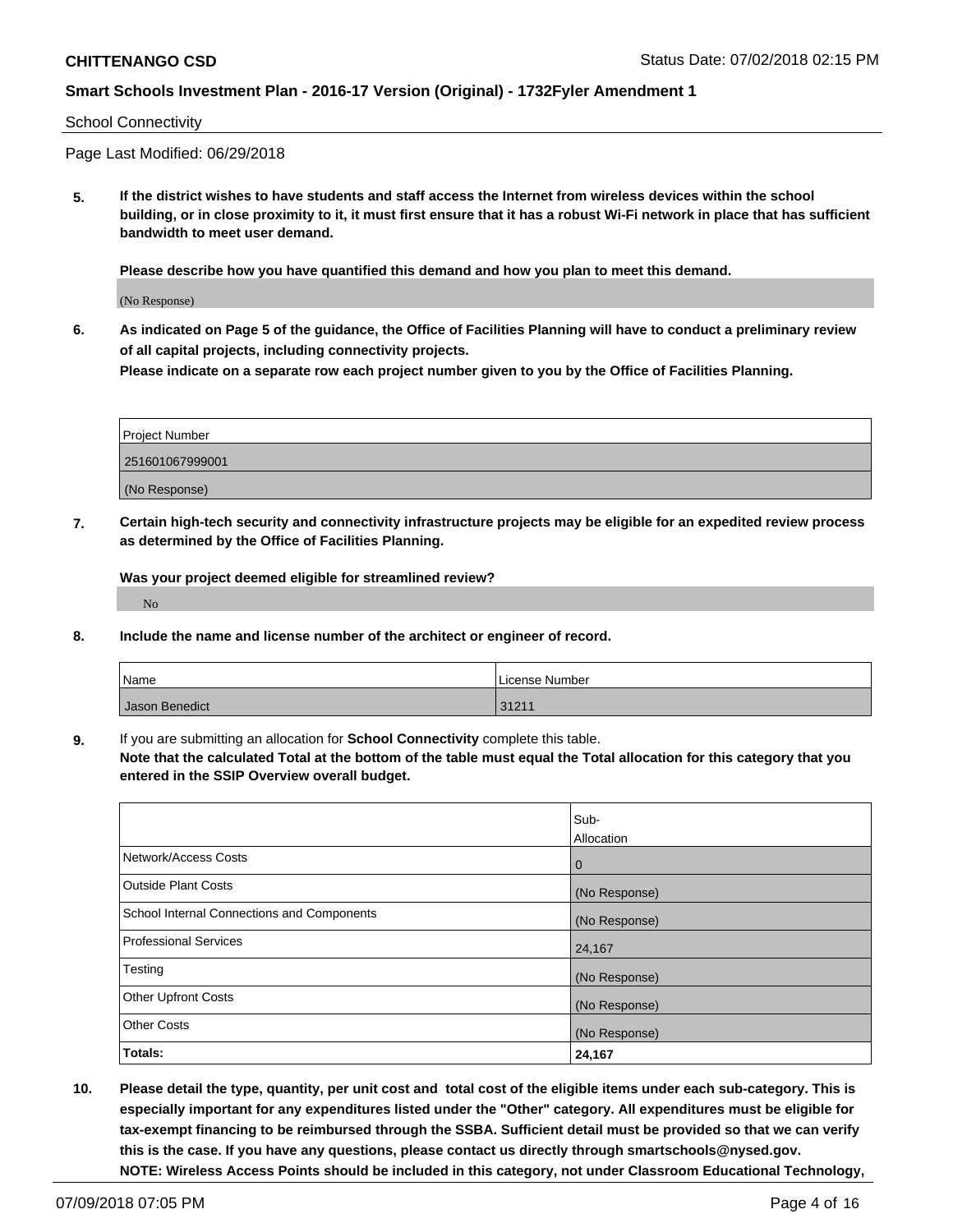School Connectivity

Page Last Modified: 06/29/2018

**5. If the district wishes to have students and staff access the Internet from wireless devices within the school building, or in close proximity to it, it must first ensure that it has a robust Wi-Fi network in place that has sufficient bandwidth to meet user demand.**

**Please describe how you have quantified this demand and how you plan to meet this demand.**

(No Response)

**6. As indicated on Page 5 of the guidance, the Office of Facilities Planning will have to conduct a preliminary review of all capital projects, including connectivity projects.**

**Please indicate on a separate row each project number given to you by the Office of Facilities Planning.**

| Project Number |
|---|
| 251601067999001 |
| (No Response) |

**7. Certain high-tech security and connectivity infrastructure projects may be eligible for an expedited review process as determined by the Office of Facilities Planning.**

**Was your project deemed eligible for streamlined review?**

No

**8. Include the name and license number of the architect or engineer of record.**

| Name | License Number |
|---|---|
| Jason Benedict | 31211 |

**9.** If you are submitting an allocation for **School Connectivity** complete this table.
**Note that the calculated Total at the bottom of the table must equal the Total allocation for this category that you entered in the SSIP Overview overall budget.**

| | Sub-Allocation |
|---|---|
| Network/Access Costs | 0 |
| Outside Plant Costs | (No Response) |
| School Internal Connections and Components | (No Response) |
| Professional Services | 24,167 |
| Testing | (No Response) |
| Other Upfront Costs | (No Response) |
| Other Costs | (No Response) |
| **Totals:** | **24,167** |

**10. Please detail the type, quantity, per unit cost and total cost of the eligible items under each sub-category. This is especially important for any expenditures listed under the "Other" category. All expenditures must be eligible for tax-exempt financing to be reimbursed through the SSBA. Sufficient detail must be provided so that we can verify this is the case. If you have any questions, please contact us directly through smartschools@nysed.gov.**
**NOTE: Wireless Access Points should be included in this category, not under Classroom Educational Technology,**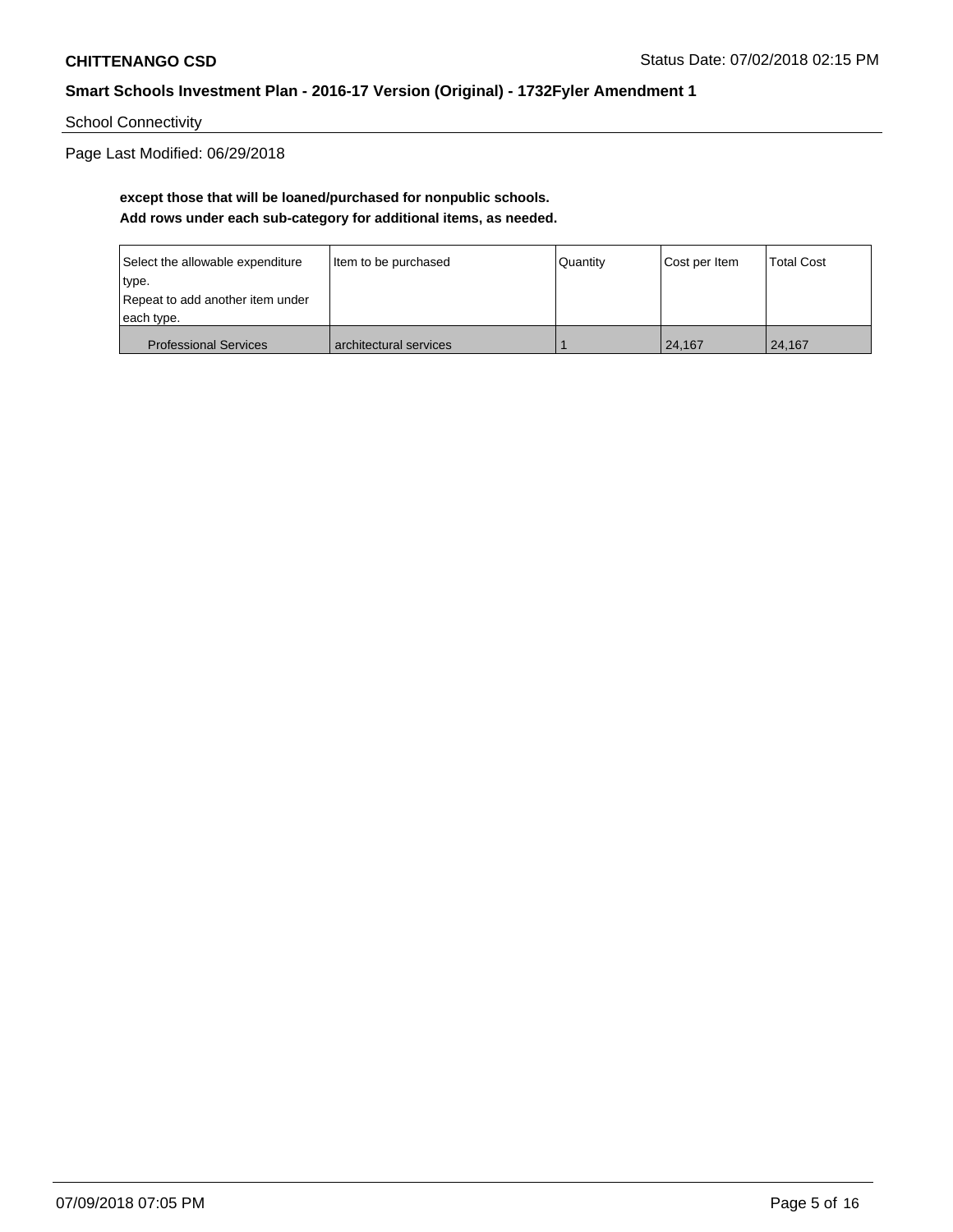School Connectivity

Page Last Modified: 06/29/2018

**except those that will be loaned/purchased for nonpublic schools.**
**Add rows under each sub-category for additional items, as needed.**

| Select the allowable expenditure type. Repeat to add another item under each type. | Item to be purchased | Quantity | Cost per Item | Total Cost |
|---|---|---|---|---|
| Professional Services | architectural services | 1 | 24,167 | 24,167 |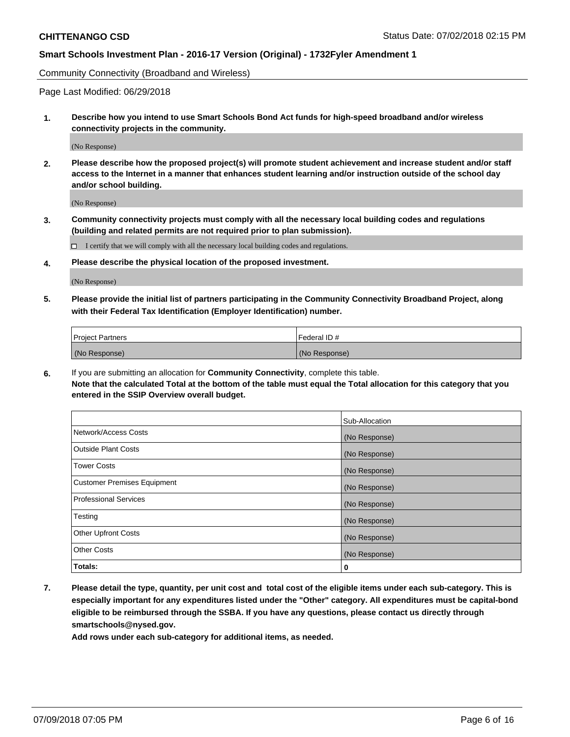Community Connectivity (Broadband and Wireless)

Page Last Modified: 06/29/2018

**1. Describe how you intend to use Smart Schools Bond Act funds for high-speed broadband and/or wireless connectivity projects in the community.**

(No Response)

**2. Please describe how the proposed project(s) will promote student achievement and increase student and/or staff access to the Internet in a manner that enhances student learning and/or instruction outside of the school day and/or school building.**

(No Response)

**3. Community connectivity projects must comply with all the necessary local building codes and regulations (building and related permits are not required prior to plan submission).**

☐ I certify that we will comply with all the necessary local building codes and regulations.

**4. Please describe the physical location of the proposed investment.**

(No Response)

**5. Please provide the initial list of partners participating in the Community Connectivity Broadband Project, along with their Federal Tax Identification (Employer Identification) number.**

| Project Partners | Federal ID # |
|---|---|
| (No Response) | (No Response) |

**6.** If you are submitting an allocation for **Community Connectivity**, complete this table.
**Note that the calculated Total at the bottom of the table must equal the Total allocation for this category that you entered in the SSIP Overview overall budget.**

| | Sub-Allocation |
|---|---|
| Network/Access Costs | (No Response) |
| Outside Plant Costs | (No Response) |
| Tower Costs | (No Response) |
| Customer Premises Equipment | (No Response) |
| Professional Services | (No Response) |
| Testing | (No Response) |
| Other Upfront Costs | (No Response) |
| Other Costs | (No Response) |
| **Totals:** | **0** |

**7. Please detail the type, quantity, per unit cost and total cost of the eligible items under each sub-category. This is especially important for any expenditures listed under the "Other" category. All expenditures must be capital-bond eligible to be reimbursed through the SSBA. If you have any questions, please contact us directly through smartschools@nysed.gov.**

**Add rows under each sub-category for additional items, as needed.**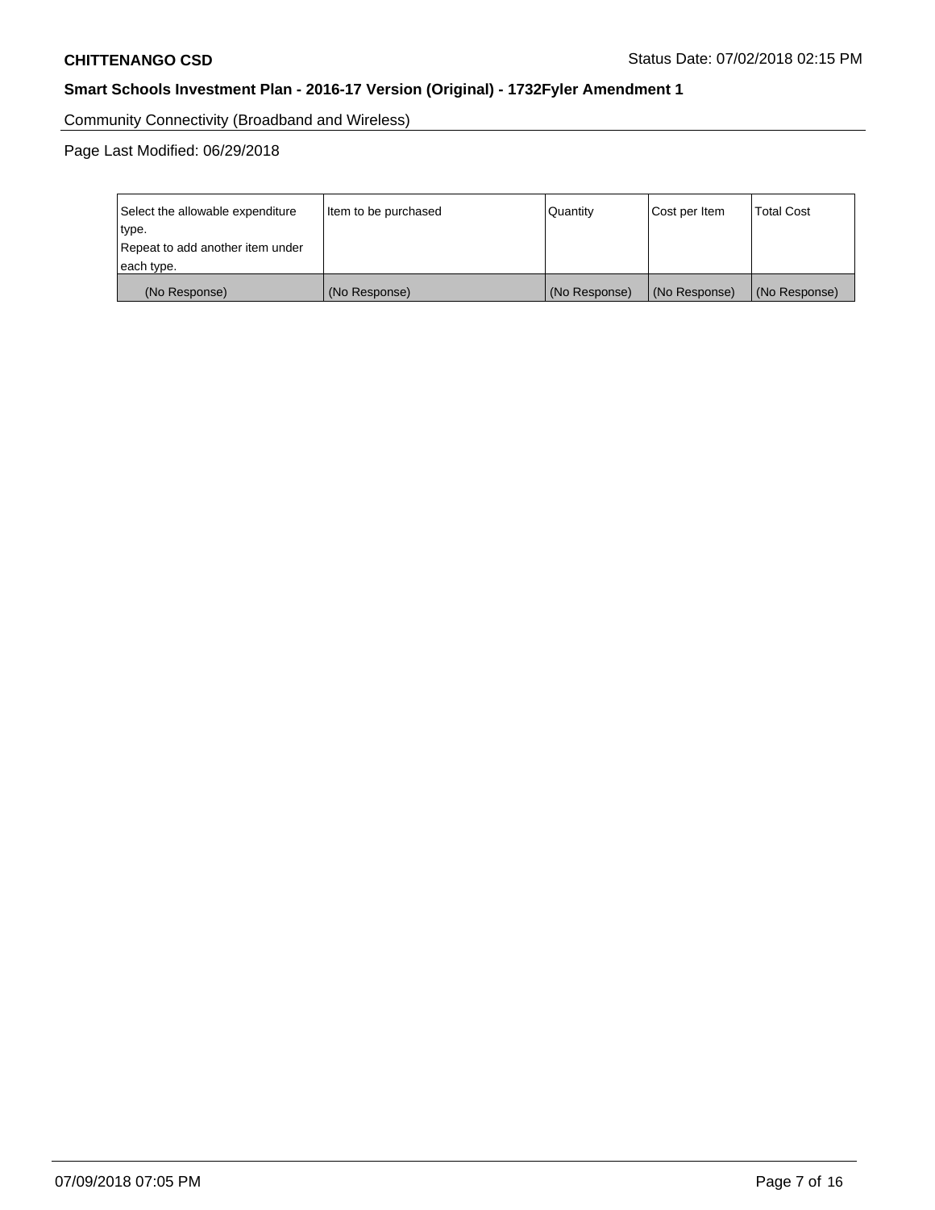Community Connectivity (Broadband and Wireless)

Page Last Modified: 06/29/2018

| Select the allowable expenditure type. Repeat to add another item under each type. | Item to be purchased | Quantity | Cost per Item | Total Cost |
|---|---|---|---|---|
| (No Response) | (No Response) | (No Response) | (No Response) | (No Response) |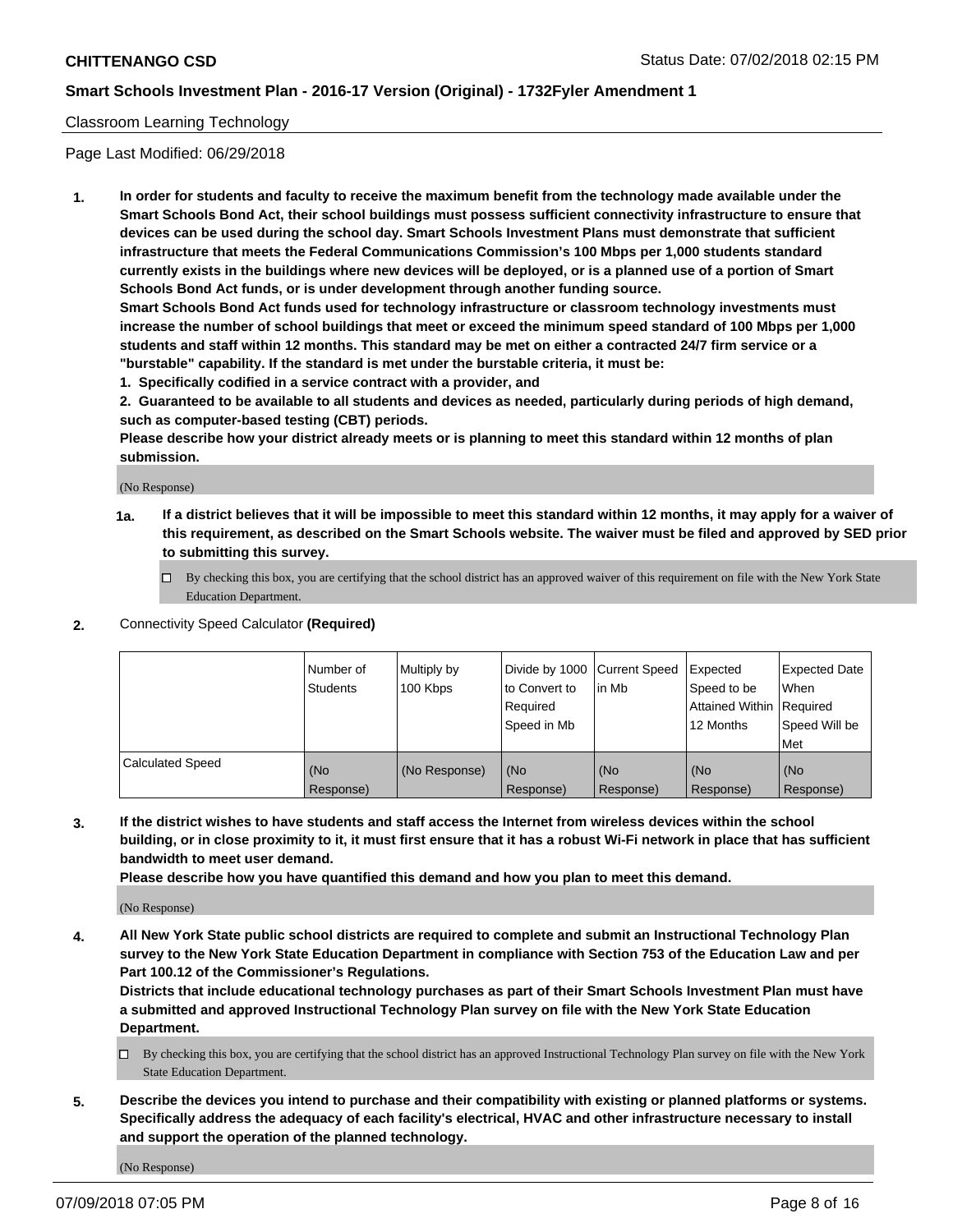Classroom Learning Technology

Page Last Modified: 06/29/2018

**1. In order for students and faculty to receive the maximum benefit from the technology made available under the Smart Schools Bond Act, their school buildings must possess sufficient connectivity infrastructure to ensure that devices can be used during the school day. Smart Schools Investment Plans must demonstrate that sufficient infrastructure that meets the Federal Communications Commission's 100 Mbps per 1,000 students standard currently exists in the buildings where new devices will be deployed, or is a planned use of a portion of Smart Schools Bond Act funds, or is under development through another funding source.**

**Smart Schools Bond Act funds used for technology infrastructure or classroom technology investments must increase the number of school buildings that meet or exceed the minimum speed standard of 100 Mbps per 1,000 students and staff within 12 months. This standard may be met on either a contracted 24/7 firm service or a "burstable" capability. If the standard is met under the burstable criteria, it must be:**

**1. Specifically codified in a service contract with a provider, and**

**2. Guaranteed to be available to all students and devices as needed, particularly during periods of high demand, such as computer-based testing (CBT) periods.**

**Please describe how your district already meets or is planning to meet this standard within 12 months of plan submission.**

(No Response)

**1a. If a district believes that it will be impossible to meet this standard within 12 months, it may apply for a waiver of this requirement, as described on the Smart Schools website. The waiver must be filed and approved by SED prior to submitting this survey.**

☐ By checking this box, you are certifying that the school district has an approved waiver of this requirement on file with the New York State Education Department.

**2.** Connectivity Speed Calculator **(Required)**

| | Number of Students | Multiply by 100 Kbps | Divide by 1000 to Convert to Required Speed in Mb | Current Speed in Mb | Expected Speed to be Attained Within 12 Months | Expected Date When Required Speed Will be Met |
|---|---|---|---|---|---|---|
| Calculated Speed | (No Response) | (No Response) | (No Response) | (No Response) | (No Response) | (No Response) |

**3. If the district wishes to have students and staff access the Internet from wireless devices within the school building, or in close proximity to it, it must first ensure that it has a robust Wi-Fi network in place that has sufficient bandwidth to meet user demand.**

**Please describe how you have quantified this demand and how you plan to meet this demand.**

(No Response)

**4. All New York State public school districts are required to complete and submit an Instructional Technology Plan survey to the New York State Education Department in compliance with Section 753 of the Education Law and per Part 100.12 of the Commissioner's Regulations.**

**Districts that include educational technology purchases as part of their Smart Schools Investment Plan must have a submitted and approved Instructional Technology Plan survey on file with the New York State Education Department.**

☐ By checking this box, you are certifying that the school district has an approved Instructional Technology Plan survey on file with the New York State Education Department.

**5. Describe the devices you intend to purchase and their compatibility with existing or planned platforms or systems. Specifically address the adequacy of each facility's electrical, HVAC and other infrastructure necessary to install and support the operation of the planned technology.**

(No Response)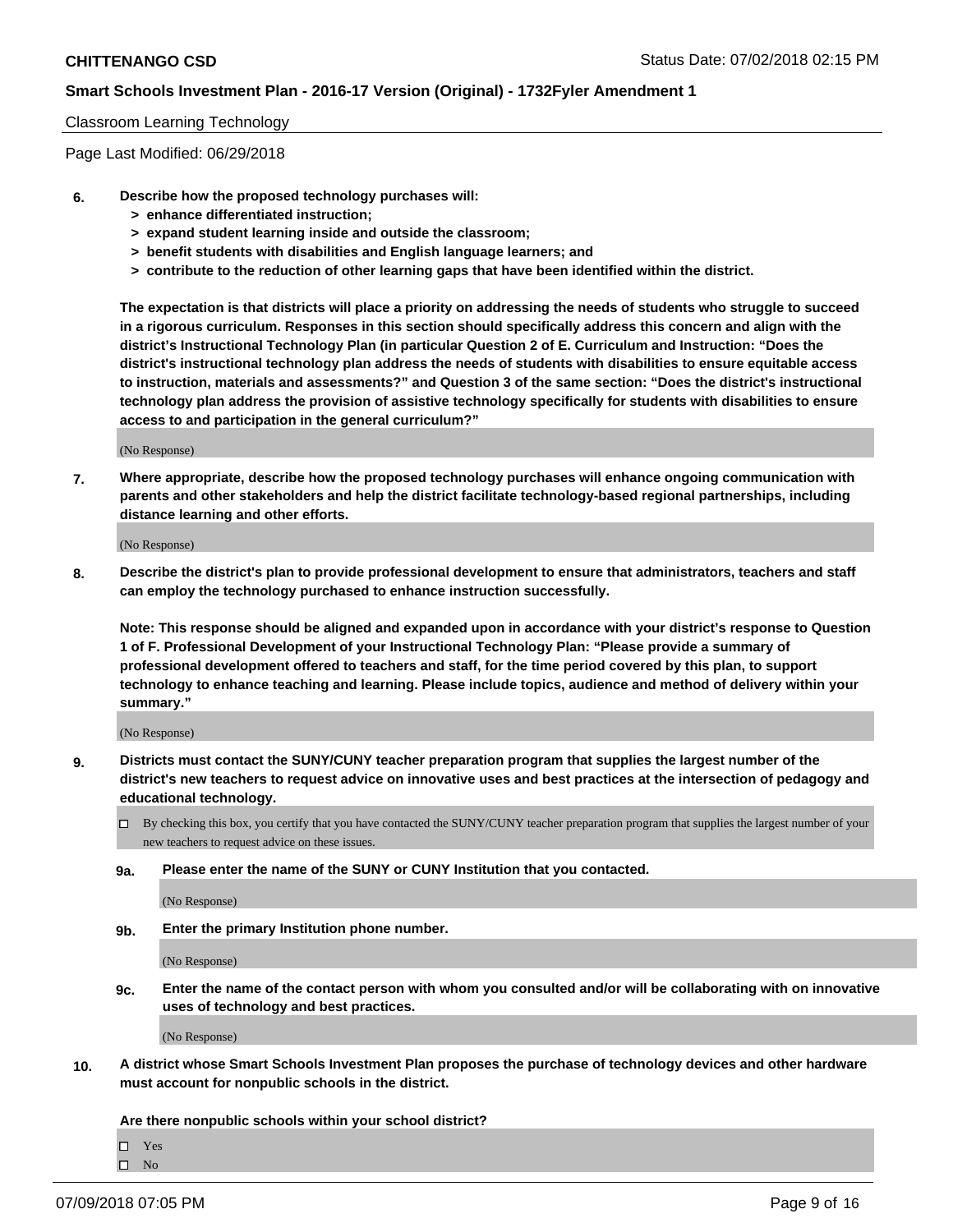Classroom Learning Technology

Page Last Modified: 06/29/2018

**6. Describe how the proposed technology purchases will:**
**> enhance differentiated instruction;**
**> expand student learning inside and outside the classroom;**
**> benefit students with disabilities and English language learners; and**
**> contribute to the reduction of other learning gaps that have been identified within the district.**

**The expectation is that districts will place a priority on addressing the needs of students who struggle to succeed in a rigorous curriculum. Responses in this section should specifically address this concern and align with the district's Instructional Technology Plan (in particular Question 2 of E. Curriculum and Instruction: "Does the district's instructional technology plan address the needs of students with disabilities to ensure equitable access to instruction, materials and assessments?" and Question 3 of the same section: "Does the district's instructional technology plan address the provision of assistive technology specifically for students with disabilities to ensure access to and participation in the general curriculum?"**

(No Response)

**7. Where appropriate, describe how the proposed technology purchases will enhance ongoing communication with parents and other stakeholders and help the district facilitate technology-based regional partnerships, including distance learning and other efforts.**

(No Response)

**8. Describe the district's plan to provide professional development to ensure that administrators, teachers and staff can employ the technology purchased to enhance instruction successfully.**

**Note: This response should be aligned and expanded upon in accordance with your district's response to Question 1 of F. Professional Development of your Instructional Technology Plan: "Please provide a summary of professional development offered to teachers and staff, for the time period covered by this plan, to support technology to enhance teaching and learning. Please include topics, audience and method of delivery within your summary."**

(No Response)

**9. Districts must contact the SUNY/CUNY teacher preparation program that supplies the largest number of the district's new teachers to request advice on innovative uses and best practices at the intersection of pedagogy and educational technology.**

- [ ] By checking this box, you certify that you have contacted the SUNY/CUNY teacher preparation program that supplies the largest number of your new teachers to request advice on these issues.

**9a. Please enter the name of the SUNY or CUNY Institution that you contacted.**

(No Response)

**9b. Enter the primary Institution phone number.**

(No Response)

**9c. Enter the name of the contact person with whom you consulted and/or will be collaborating with on innovative uses of technology and best practices.**

(No Response)

**10. A district whose Smart Schools Investment Plan proposes the purchase of technology devices and other hardware must account for nonpublic schools in the district.**

**Are there nonpublic schools within your school district?**

- [ ] Yes
- [ ] No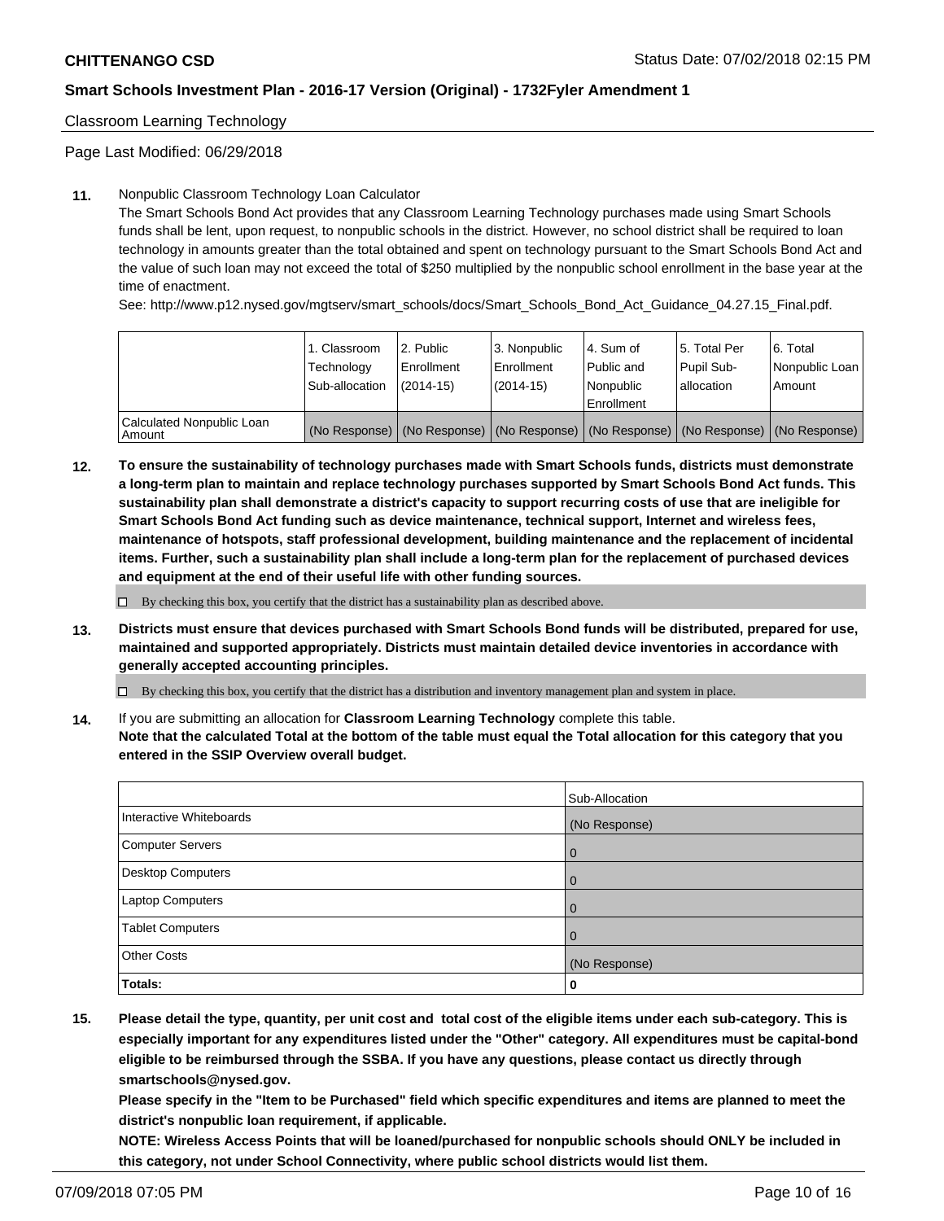Classroom Learning Technology

Page Last Modified: 06/29/2018

**11.** Nonpublic Classroom Technology Loan Calculator

The Smart Schools Bond Act provides that any Classroom Learning Technology purchases made using Smart Schools funds shall be lent, upon request, to nonpublic schools in the district. However, no school district shall be required to loan technology in amounts greater than the total obtained and spent on technology pursuant to the Smart Schools Bond Act and the value of such loan may not exceed the total of $250 multiplied by the nonpublic school enrollment in the base year at the time of enactment.

See: http://www.p12.nysed.gov/mgtserv/smart_schools/docs/Smart_Schools_Bond_Act_Guidance_04.27.15_Final.pdf.

| | 1. Classroom Technology Sub-allocation | 2. Public Enrollment (2014-15) | 3. Nonpublic Enrollment (2014-15) | 4. Sum of Public and Nonpublic Enrollment | 5. Total Per Pupil Sub-allocation | 6. Total Nonpublic Loan Amount |
|---|---|---|---|---|---|---|
| Calculated Nonpublic Loan Amount | (No Response) | (No Response) | (No Response) | (No Response) | (No Response) | (No Response) |

**12. To ensure the sustainability of technology purchases made with Smart Schools funds, districts must demonstrate a long-term plan to maintain and replace technology purchases supported by Smart Schools Bond Act funds. This sustainability plan shall demonstrate a district's capacity to support recurring costs of use that are ineligible for Smart Schools Bond Act funding such as device maintenance, technical support, Internet and wireless fees, maintenance of hotspots, staff professional development, building maintenance and the replacement of incidental items. Further, such a sustainability plan shall include a long-term plan for the replacement of purchased devices and equipment at the end of their useful life with other funding sources.**

☐ By checking this box, you certify that the district has a sustainability plan as described above.

**13. Districts must ensure that devices purchased with Smart Schools Bond funds will be distributed, prepared for use, maintained and supported appropriately. Districts must maintain detailed device inventories in accordance with generally accepted accounting principles.**

☐ By checking this box, you certify that the district has a distribution and inventory management plan and system in place.

**14.** If you are submitting an allocation for **Classroom Learning Technology** complete this table. **Note that the calculated Total at the bottom of the table must equal the Total allocation for this category that you entered in the SSIP Overview overall budget.**

| | Sub-Allocation |
|---|---|
| Interactive Whiteboards | (No Response) |
| Computer Servers | 0 |
| Desktop Computers | 0 |
| Laptop Computers | 0 |
| Tablet Computers | 0 |
| Other Costs | (No Response) |
| **Totals:** | **0** |

**15. Please detail the type, quantity, per unit cost and total cost of the eligible items under each sub-category. This is especially important for any expenditures listed under the "Other" category. All expenditures must be capital-bond eligible to be reimbursed through the SSBA. If you have any questions, please contact us directly through smartschools@nysed.gov.**

**Please specify in the "Item to be Purchased" field which specific expenditures and items are planned to meet the district's nonpublic loan requirement, if applicable.**

**NOTE: Wireless Access Points that will be loaned/purchased for nonpublic schools should ONLY be included in this category, not under School Connectivity, where public school districts would list them.**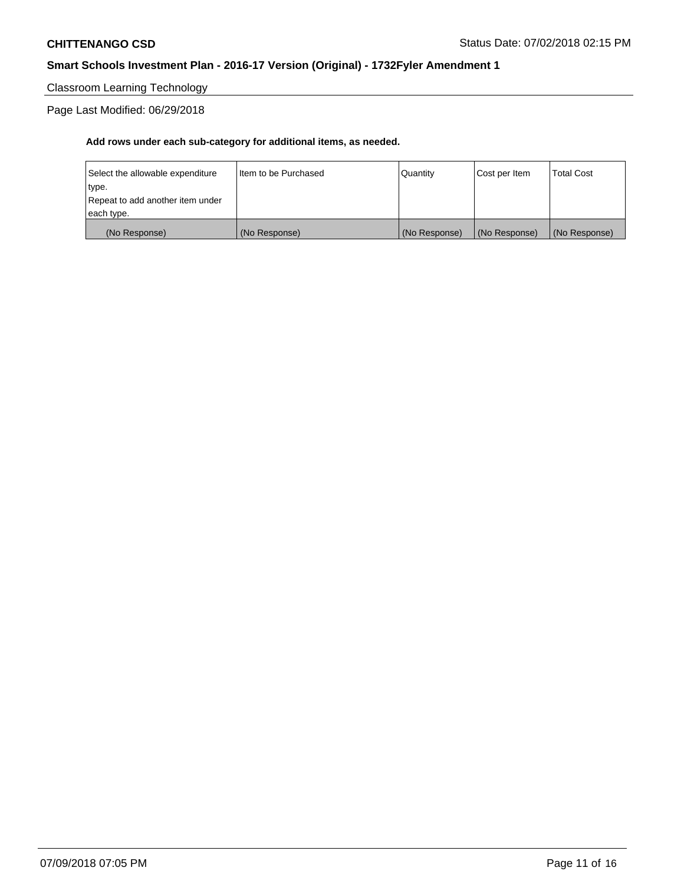Classroom Learning Technology

Page Last Modified: 06/29/2018

**Add rows under each sub-category for additional items, as needed.**

| Select the allowable expenditure type. Repeat to add another item under each type. | Item to be Purchased | Quantity | Cost per Item | Total Cost |
|---|---|---|---|---|
| (No Response) | (No Response) | (No Response) | (No Response) | (No Response) |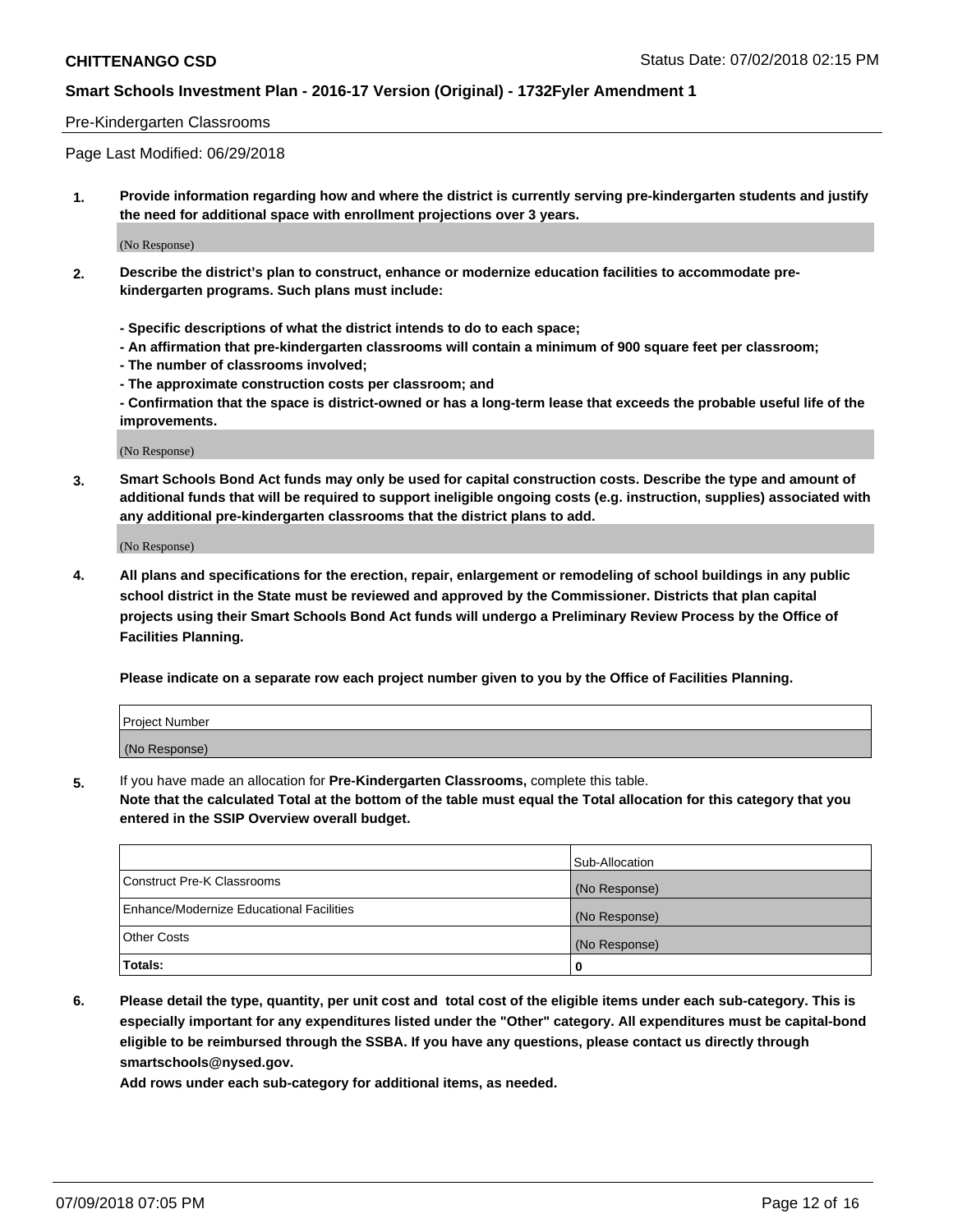Pre-Kindergarten Classrooms

Page Last Modified: 06/29/2018

**1. Provide information regarding how and where the district is currently serving pre-kindergarten students and justify the need for additional space with enrollment projections over 3 years.**

(No Response)

**2. Describe the district's plan to construct, enhance or modernize education facilities to accommodate pre-kindergarten programs. Such plans must include:**

**- Specific descriptions of what the district intends to do to each space;**
**- An affirmation that pre-kindergarten classrooms will contain a minimum of 900 square feet per classroom;**
**- The number of classrooms involved;**
**- The approximate construction costs per classroom; and**
**- Confirmation that the space is district-owned or has a long-term lease that exceeds the probable useful life of the improvements.**

(No Response)

**3. Smart Schools Bond Act funds may only be used for capital construction costs. Describe the type and amount of additional funds that will be required to support ineligible ongoing costs (e.g. instruction, supplies) associated with any additional pre-kindergarten classrooms that the district plans to add.**

(No Response)

**4. All plans and specifications for the erection, repair, enlargement or remodeling of school buildings in any public school district in the State must be reviewed and approved by the Commissioner. Districts that plan capital projects using their Smart Schools Bond Act funds will undergo a Preliminary Review Process by the Office of Facilities Planning.**

**Please indicate on a separate row each project number given to you by the Office of Facilities Planning.**

| Project Number |
|---|
| (No Response) |

5. If you have made an allocation for **Pre-Kindergarten Classrooms,** complete this table.
**Note that the calculated Total at the bottom of the table must equal the Total allocation for this category that you entered in the SSIP Overview overall budget.**

| | Sub-Allocation |
|---|---|
| Construct Pre-K Classrooms | (No Response) |
| Enhance/Modernize Educational Facilities | (No Response) |
| Other Costs | (No Response) |
| **Totals:** | **0** |

**6. Please detail the type, quantity, per unit cost and total cost of the eligible items under each sub-category. This is especially important for any expenditures listed under the "Other" category. All expenditures must be capital-bond eligible to be reimbursed through the SSBA. If you have any questions, please contact us directly through smartschools@nysed.gov.**

**Add rows under each sub-category for additional items, as needed.**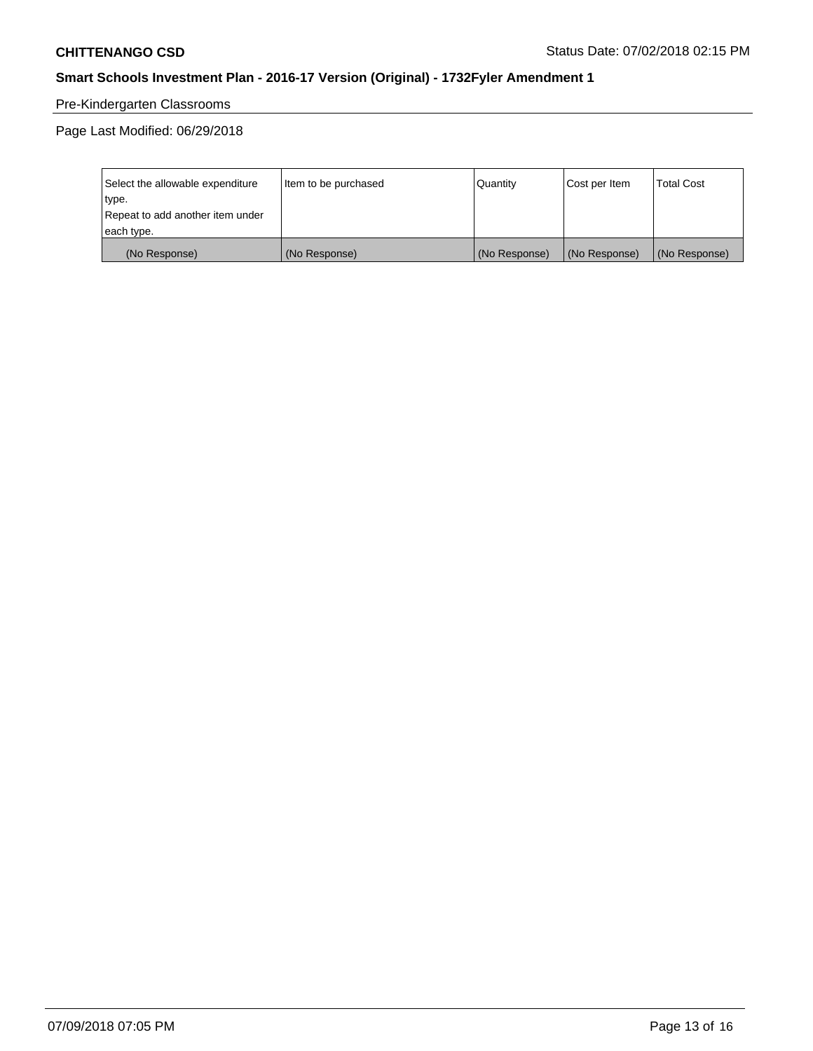Pre-Kindergarten Classrooms

Page Last Modified: 06/29/2018

| Select the allowable expenditure type. Repeat to add another item under each type. | Item to be purchased | Quantity | Cost per Item | Total Cost |
|---|---|---|---|---|
| (No Response) | (No Response) | (No Response) | (No Response) | (No Response) |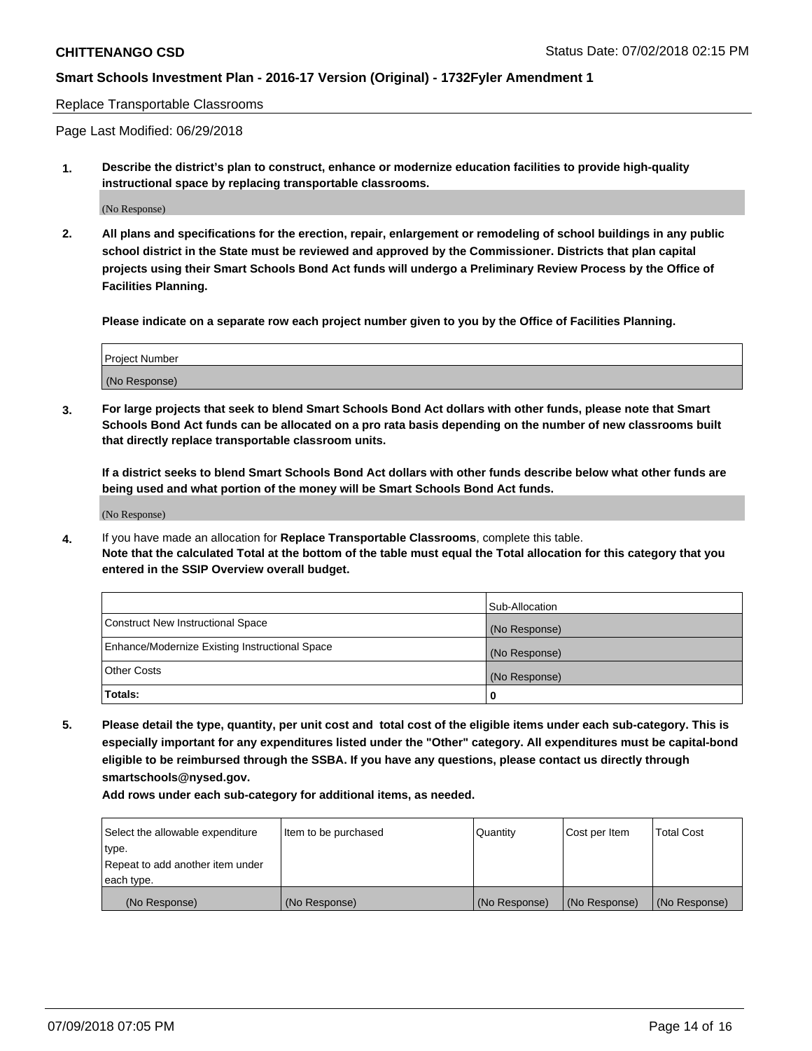Replace Transportable Classrooms

Page Last Modified: 06/29/2018

**1. Describe the district's plan to construct, enhance or modernize education facilities to provide high-quality instructional space by replacing transportable classrooms.**

(No Response)

**2. All plans and specifications for the erection, repair, enlargement or remodeling of school buildings in any public school district in the State must be reviewed and approved by the Commissioner. Districts that plan capital projects using their Smart Schools Bond Act funds will undergo a Preliminary Review Process by the Office of Facilities Planning.**

**Please indicate on a separate row each project number given to you by the Office of Facilities Planning.**

| Project Number |
|---|
| (No Response) |

**3. For large projects that seek to blend Smart Schools Bond Act dollars with other funds, please note that Smart Schools Bond Act funds can be allocated on a pro rata basis depending on the number of new classrooms built that directly replace transportable classroom units.**

**If a district seeks to blend Smart Schools Bond Act dollars with other funds describe below what other funds are being used and what portion of the money will be Smart Schools Bond Act funds.**

(No Response)

**4.** If you have made an allocation for **Replace Transportable Classrooms**, complete this table.
**Note that the calculated Total at the bottom of the table must equal the Total allocation for this category that you entered in the SSIP Overview overall budget.**

| | Sub-Allocation |
|---|---|
| Construct New Instructional Space | (No Response) |
| Enhance/Modernize Existing Instructional Space | (No Response) |
| Other Costs | (No Response) |
| **Totals:** | **0** |

**5. Please detail the type, quantity, per unit cost and total cost of the eligible items under each sub-category. This is especially important for any expenditures listed under the "Other" category. All expenditures must be capital-bond eligible to be reimbursed through the SSBA. If you have any questions, please contact us directly through smartschools@nysed.gov.**

**Add rows under each sub-category for additional items, as needed.**

| Select the allowable expenditure type. Repeat to add another item under each type. | Item to be purchased | Quantity | Cost per Item | Total Cost |
|---|---|---|---|---|
| (No Response) | (No Response) | (No Response) | (No Response) | (No Response) |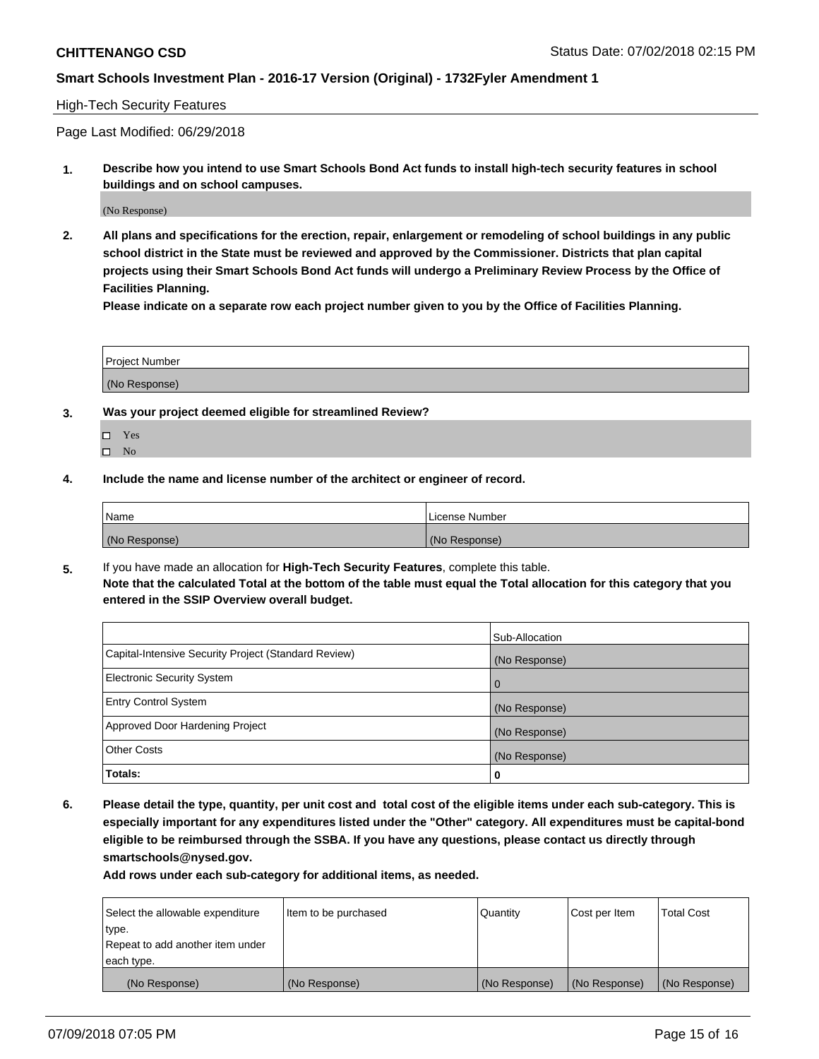**CHITTENANGO CSD** Status Date: 07/02/2018 02:15 PM

**Smart Schools Investment Plan - 2016-17 Version (Original) - 1732Fyler Amendment 1**

High-Tech Security Features

Page Last Modified: 06/29/2018

**1. Describe how you intend to use Smart Schools Bond Act funds to install high-tech security features in school buildings and on school campuses.**

(No Response)

**2. All plans and specifications for the erection, repair, enlargement or remodeling of school buildings in any public school district in the State must be reviewed and approved by the Commissioner. Districts that plan capital projects using their Smart Schools Bond Act funds will undergo a Preliminary Review Process by the Office of Facilities Planning.**

**Please indicate on a separate row each project number given to you by the Office of Facilities Planning.**

| Project Number |
| --- |
| (No Response) |

**3. Was your project deemed eligible for streamlined Review?**

- ☐ Yes
- ☐ No

**4. Include the name and license number of the architect or engineer of record.**

| Name | License Number |
| --- | --- |
| (No Response) | (No Response) |

**5.** If you have made an allocation for **High-Tech Security Features**, complete this table.
**Note that the calculated Total at the bottom of the table must equal the Total allocation for this category that you entered in the SSIP Overview overall budget.**

| | Sub-Allocation |
| --- | --- |
| Capital-Intensive Security Project (Standard Review) | (No Response) |
| Electronic Security System | 0 |
| Entry Control System | (No Response) |
| Approved Door Hardening Project | (No Response) |
| Other Costs | (No Response) |
| **Totals:** | **0** |

**6. Please detail the type, quantity, per unit cost and total cost of the eligible items under each sub-category. This is especially important for any expenditures listed under the "Other" category. All expenditures must be capital-bond eligible to be reimbursed through the SSBA. If you have any questions, please contact us directly through smartschools@nysed.gov.**

**Add rows under each sub-category for additional items, as needed.**

| Select the allowable expenditure type. Repeat to add another item under each type. | Item to be purchased | Quantity | Cost per Item | Total Cost |
| --- | --- | --- | --- | --- |
| (No Response) | (No Response) | (No Response) | (No Response) | (No Response) |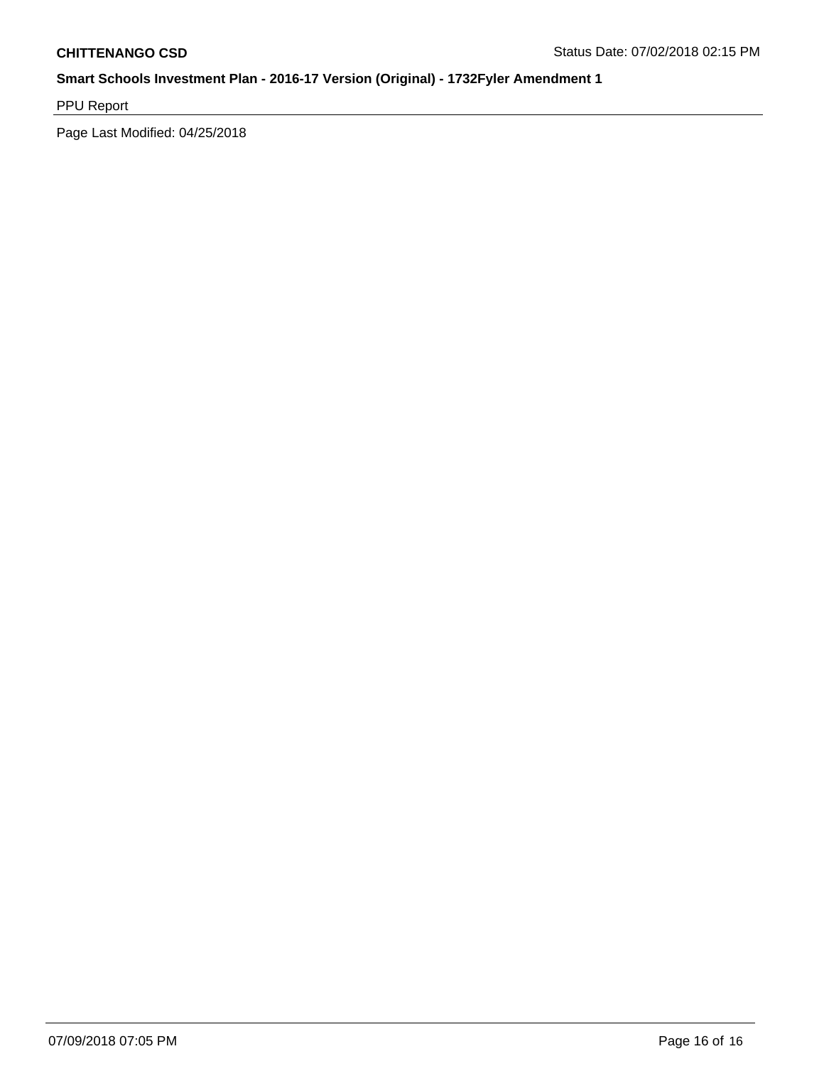PPU Report

Page Last Modified: 04/25/2018